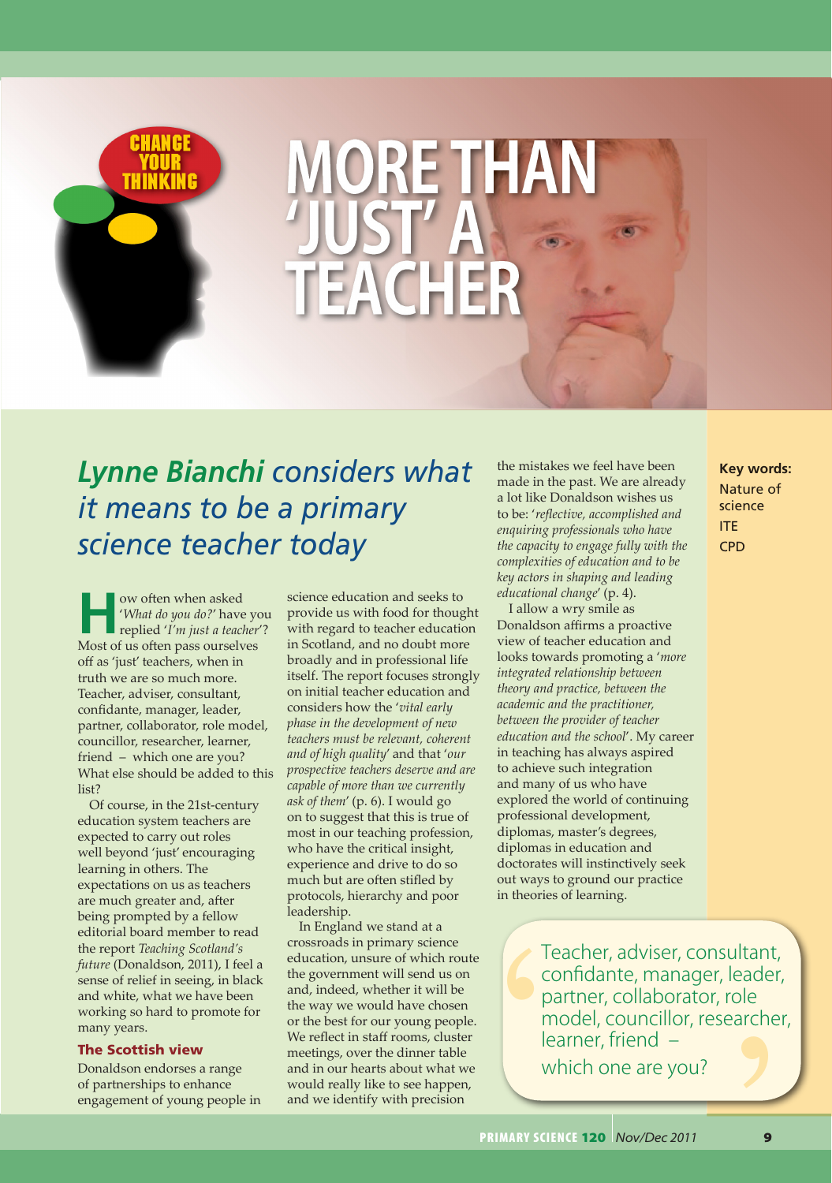CHANGE YOUR THINKING

# MORE THAN 'JUST' A TEACHER

## *Lynne Bianchi considers what it means to be a primary science teacher today*

**Key words:**
Nature of science
ITE
CPD

How often when asked '*What do you do?*' have you replied '*I'm just a teacher*'? Most of us often pass ourselves off as 'just' teachers, when in truth we are so much more. Teacher, adviser, consultant, confidante, manager, leader, partner, collaborator, role model, councillor, researcher, learner, friend – which one are you? What else should be added to this list?

Of course, in the 21st-century education system teachers are expected to carry out roles well beyond 'just' encouraging learning in others. The expectations on us as teachers are much greater and, after being prompted by a fellow editorial board member to read the report *Teaching Scotland's future* (Donaldson, 2011), I feel a sense of relief in seeing, in black and white, what we have been working so hard to promote for many years.

### The Scottish view

Donaldson endorses a range of partnerships to enhance engagement of young people in science education and seeks to provide us with food for thought with regard to teacher education in Scotland, and no doubt more broadly and in professional life itself. The report focuses strongly on initial teacher education and considers how the '*vital early phase in the development of new teachers must be relevant, coherent and of high quality*' and that '*our prospective teachers deserve and are capable of more than we currently ask of them*' (p. 6). I would go on to suggest that this is true of most in our teaching profession, who have the critical insight, experience and drive to do so much but are often stifled by protocols, hierarchy and poor leadership.

In England we stand at a crossroads in primary science education, unsure of which route the government will send us on and, indeed, whether it will be the way we would have chosen or the best for our young people. We reflect in staff rooms, cluster meetings, over the dinner table and in our hearts about what we would really like to see happen, and we identify with precision the mistakes we feel have been made in the past. We are already a lot like Donaldson wishes us to be: '*reflective, accomplished and enquiring professionals who have the capacity to engage fully with the complexities of education and to be key actors in shaping and leading educational change*' (p. 4).

I allow a wry smile as Donaldson affirms a proactive view of teacher education and looks towards promoting a '*more integrated relationship between theory and practice, between the academic and the practitioner, between the provider of teacher education and the school*'. My career in teaching has always aspired to achieve such integration and many of us who have explored the world of continuing professional development, diplomas, master's degrees, diplomas in education and doctorates will instinctively seek out ways to ground our practice in theories of learning.

> Teacher, adviser, consultant, confidante, manager, leader, partner, collaborator, role model, councillor, researcher, learner, friend – which one are you?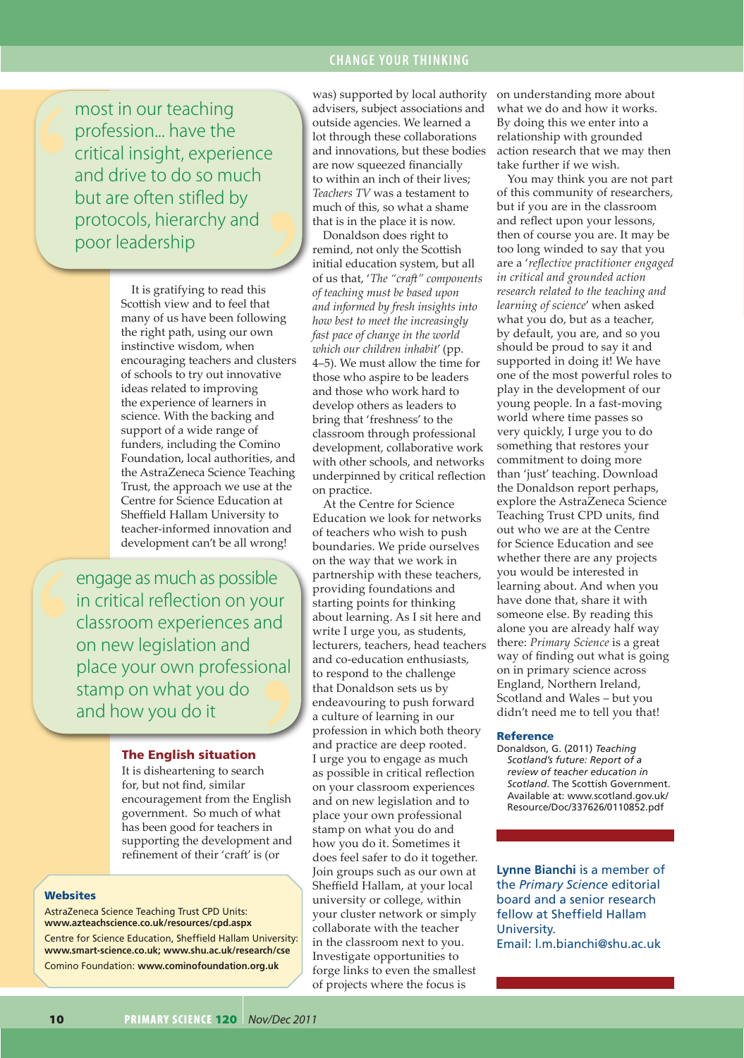> most in our teaching profession... have the critical insight, experience and drive to do so much but are often stifled by protocols, hierarchy and poor leadership

It is gratifying to read this Scottish view and to feel that many of us have been following the right path, using our own instinctive wisdom, when encouraging teachers and clusters of schools to try out innovative ideas related to improving the experience of learners in science. With the backing and support of a wide range of funders, including the Comino Foundation, local authorities, and the AstraZeneca Science Teaching Trust, the approach we use at the Centre for Science Education at Sheffield Hallam University to teacher-informed innovation and development can't be all wrong!

> engage as much as possible in critical reflection on your classroom experiences and on new legislation and place your own professional stamp on what you do and how you do it

### The English situation

It is disheartening to search for, but not find, similar encouragement from the English government. So much of what has been good for teachers in supporting the development and refinement of their 'craft' is (or was) supported by local authority advisers, subject associations and outside agencies. We learned a lot through these collaborations and innovations, but these bodies are now squeezed financially to within an inch of their lives; *Teachers TV* was a testament to much of this, so what a shame that is in the place it is now.

Donaldson does right to remind, not only the Scottish initial education system, but all of us that, '*The "craft" components of teaching must be based upon and informed by fresh insights into how best to meet the increasingly fast pace of change in the world which our children inhabit*' (pp. 4–5). We must allow the time for those who aspire to be leaders and those who work hard to develop others as leaders to bring that 'freshness' to the classroom through professional development, collaborative work with other schools, and networks underpinned by critical reflection on practice.

At the Centre for Science Education we look for networks of teachers who wish to push boundaries. We pride ourselves on the way that we work in partnership with these teachers, providing foundations and starting points for thinking about learning. As I sit here and write I urge you, as students, lecturers, teachers, head teachers and co-education enthusiasts, to respond to the challenge that Donaldson sets us by endeavouring to push forward a culture of learning in our profession in which both theory and practice are deep rooted. I urge you to engage as much as possible in critical reflection on your classroom experiences and on new legislation and to place your own professional stamp on what you do and how you do it. Sometimes it does feel safer to do it together. Join groups such as our own at Sheffield Hallam, at your local university or college, within your cluster network or simply collaborate with the teacher in the classroom next to you. Investigate opportunities to forge links to even the smallest of projects where the focus is on understanding more about what we do and how it works. By doing this we enter into a relationship with grounded action research that we may then take further if we wish.

You may think you are not part of this community of researchers, but if you are in the classroom and reflect upon your lessons, then of course you are. It may be too long winded to say that you are a '*reflective practitioner engaged in critical and grounded action research related to the teaching and learning of science*' when asked what you do, but as a teacher, by default, you are, and so you should be proud to say it and supported in doing it! We have one of the most powerful roles to play in the development of our young people. In a fast-moving world where time passes so very quickly, I urge you to do something that restores your commitment to doing more than 'just' teaching. Download the Donaldson report perhaps, explore the AstraZeneca Science Teaching Trust CPD units, find out who we are at the Centre for Science Education and see whether there are any projects you would be interested in learning about. And when you have done that, share it with someone else. By reading this alone you are already half way there: *Primary Science* is a great way of finding out what is going on in primary science across England, Northern Ireland, Scotland and Wales – but you didn't need me to tell you that!

### Reference

Donaldson, G. (2011) *Teaching Scotland's future: Report of a review of teacher education in Scotland.* The Scottish Government. Available at: www.scotland.gov.uk/Resource/Doc/337626/0110852.pdf

### Websites

AstraZeneca Science Teaching Trust CPD Units: **www.azteachscience.co.uk/resources/cpd.aspx**

Centre for Science Education, Sheffield Hallam University: **www.smart-science.co.uk; www.shu.ac.uk/research/cse**

Comino Foundation: **www.cominofoundation.org.uk**

**Lynne Bianchi** is a member of the *Primary Science* editorial board and a senior research fellow at Sheffield Hallam University.
Email: l.m.bianchi@shu.ac.uk